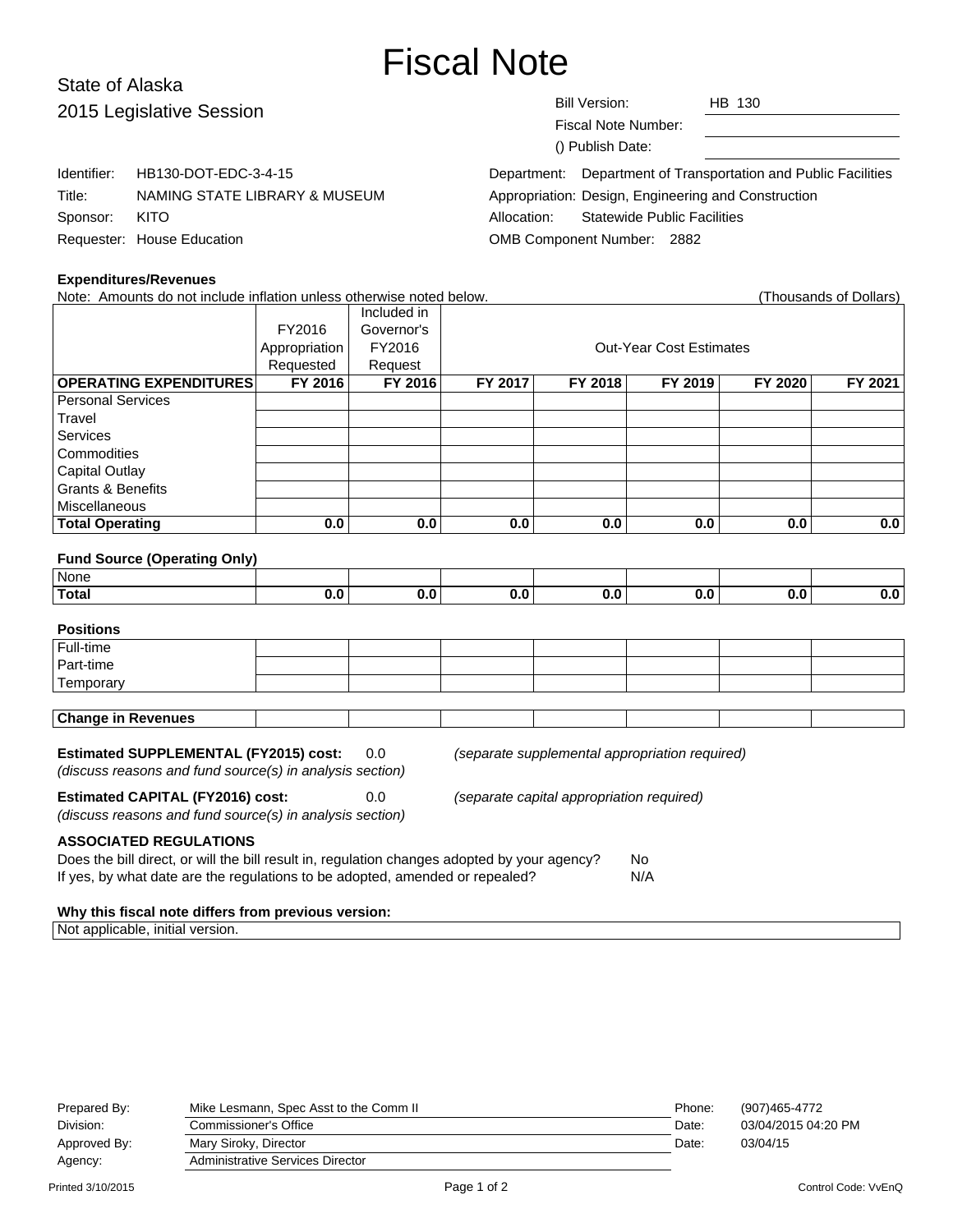# Fiscal Note

State of Alaska
2015 Legislative Session

| | |
|---|---|
| Bill Version: | HB 130 |
| Fiscal Note Number: | |
| () Publish Date: | |

| | |
|---|---|
| Identifier: | HB130-DOT-EDC-3-4-15 |
| Title: | NAMING STATE LIBRARY & MUSEUM |
| Sponsor: | KITO |
| Requester: | House Education |

| | |
|---|---|
| Department: | Department of Transportation and Public Facilities |
| Appropriation: | Design, Engineering and Construction |
| Allocation: | Statewide Public Facilities |
| OMB Component Number: | 2882 |

**Expenditures/Revenues**

Note: Amounts do not include inflation unless otherwise noted below. (Thousands of Dollars)

| | FY2016 Appropriation Requested | Included in Governor's FY2016 Request | Out-Year Cost Estimates | | | | |
|---|---|---|---|---|---|---|---|
| **OPERATING EXPENDITURES** | **FY 2016** | **FY 2016** | **FY 2017** | **FY 2018** | **FY 2019** | **FY 2020** | **FY 2021** |
| Personal Services | | | | | | | |
| Travel | | | | | | | |
| Services | | | | | | | |
| Commodities | | | | | | | |
| Capital Outlay | | | | | | | |
| Grants & Benefits | | | | | | | |
| Miscellaneous | | | | | | | |
| **Total Operating** | **0.0** | **0.0** | **0.0** | **0.0** | **0.0** | **0.0** | **0.0** |

**Fund Source (Operating Only)**

| | | | | | | | |
|---|---|---|---|---|---|---|---|
| None | | | | | | | |
| **Total** | **0.0** | **0.0** | **0.0** | **0.0** | **0.0** | **0.0** | **0.0** |

**Positions**

| | | | | | | | |
|---|---|---|---|---|---|---|---|
| Full-time | | | | | | | |
| Part-time | | | | | | | |
| Temporary | | | | | | | |

| | | | | | | | |
|---|---|---|---|---|---|---|---|
| **Change in Revenues** | | | | | | | |

**Estimated SUPPLEMENTAL (FY2015) cost:** 0.0 *(separate supplemental appropriation required)*
*(discuss reasons and fund source(s) in analysis section)*

**Estimated CAPITAL (FY2016) cost:** 0.0 *(separate capital appropriation required)*
*(discuss reasons and fund source(s) in analysis section)*

**ASSOCIATED REGULATIONS**

Does the bill direct, or will the bill result in, regulation changes adopted by your agency? No
If yes, by what date are the regulations to be adopted, amended or repealed? N/A

**Why this fiscal note differs from previous version:**

Not applicable, initial version.

| | | | |
|---|---|---|---|
| Prepared By: | Mike Lesmann, Spec Asst to the Comm II | Phone: | (907)465-4772 |
| Division: | Commissioner's Office | Date: | 03/04/2015 04:20 PM |
| Approved By: | Mary Siroky, Director | Date: | 03/04/15 |
| Agency: | Administrative Services Director | | |

Printed 3/10/2015 Control Code: VvEnQ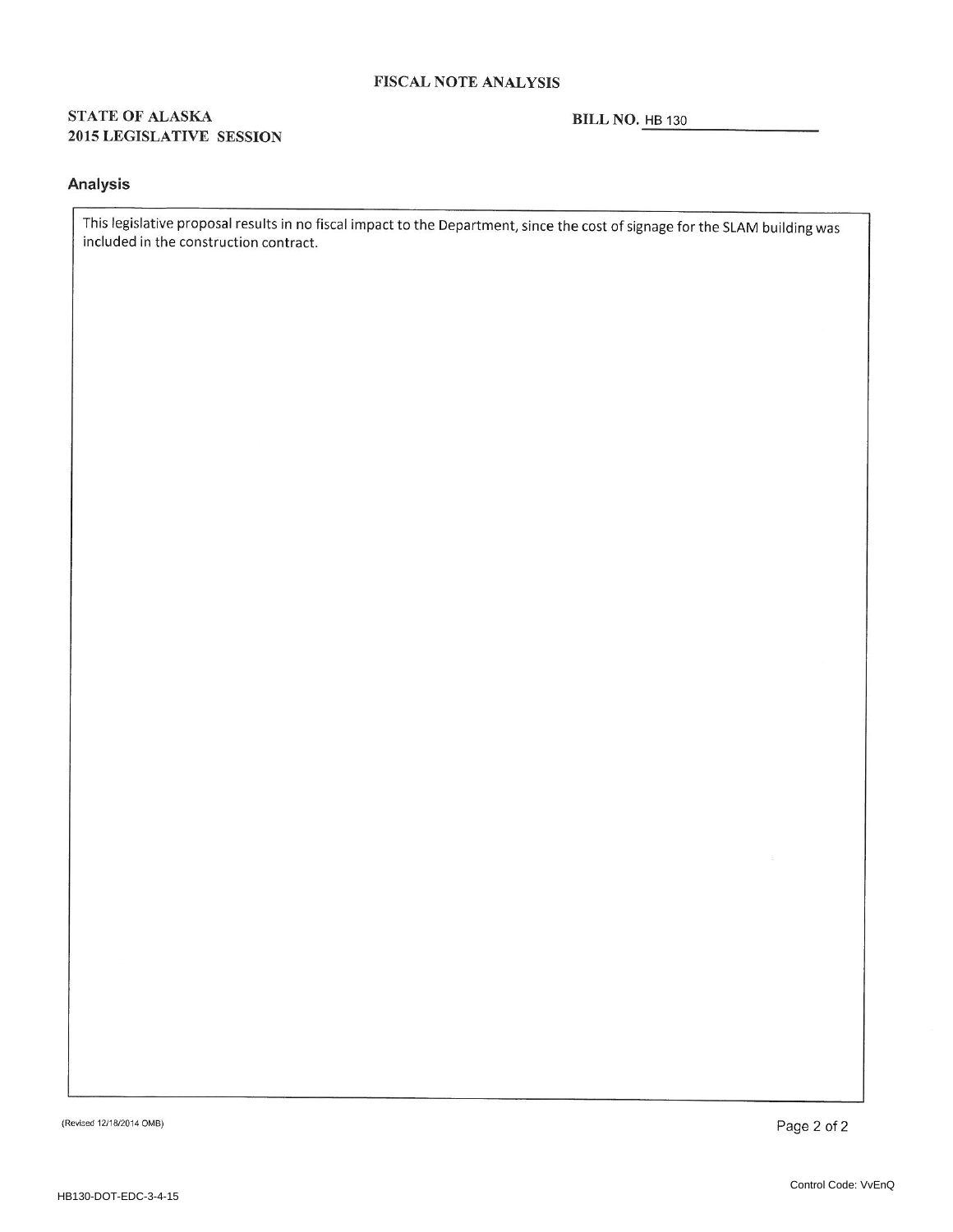# FISCAL NOTE ANALYSIS

**STATE OF ALASKA**
**2015 LEGISLATIVE SESSION**

**BILL NO.** HB 130

## Analysis

This legislative proposal results in no fiscal impact to the Department, since the cost of signage for the SLAM building was included in the construction contract.

(Revised 12/18/2014 OMB)

Control Code: VvEnQ

HB130-DOT-EDC-3-4-15